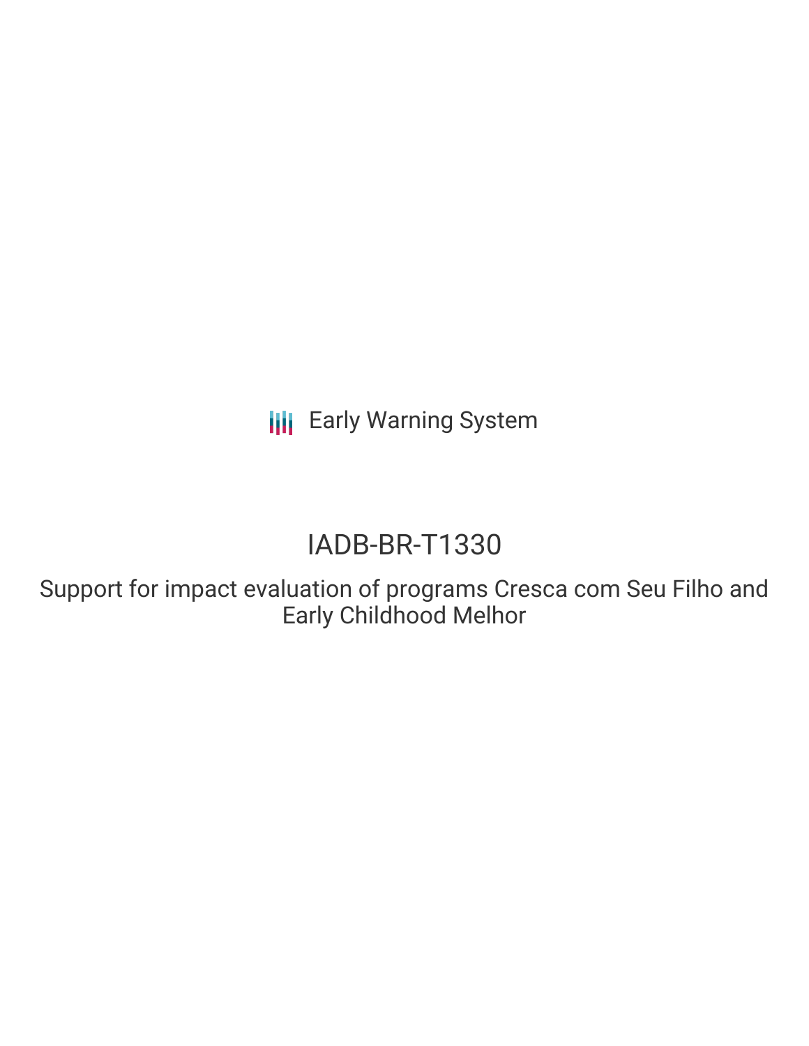Early Warning System

# IADB-BR-T1330

## Support for impact evaluation of programs Cresca com Seu Filho and Early Childhood Melhor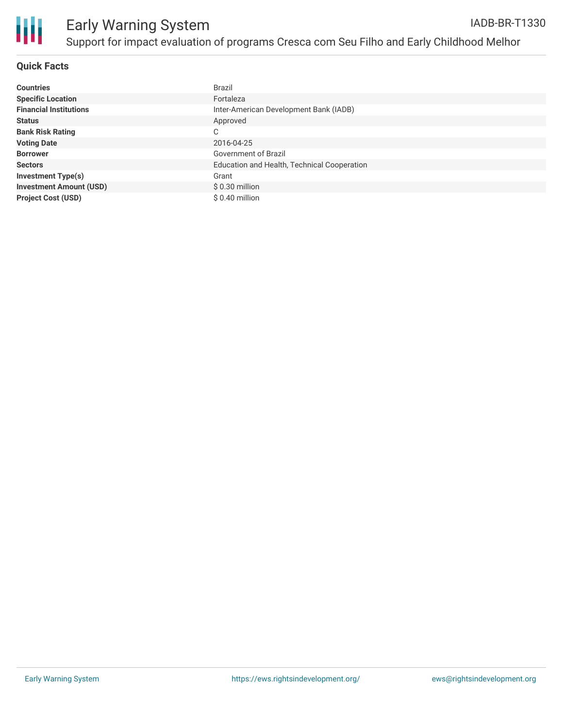# Early Warning System

IADB-BR-T1330

Support for impact evaluation of programs Cresca com Seu Filho and Early Childhood Melhor

## Quick Facts

| | |
|---|---|
| **Countries** | Brazil |
| **Specific Location** | Fortaleza |
| **Financial Institutions** | Inter-American Development Bank (IADB) |
| **Status** | Approved |
| **Bank Risk Rating** | C |
| **Voting Date** | 2016-04-25 |
| **Borrower** | Government of Brazil |
| **Sectors** | Education and Health, Technical Cooperation |
| **Investment Type(s)** | Grant |
| **Investment Amount (USD)** | $ 0.30 million |
| **Project Cost (USD)** | $ 0.40 million |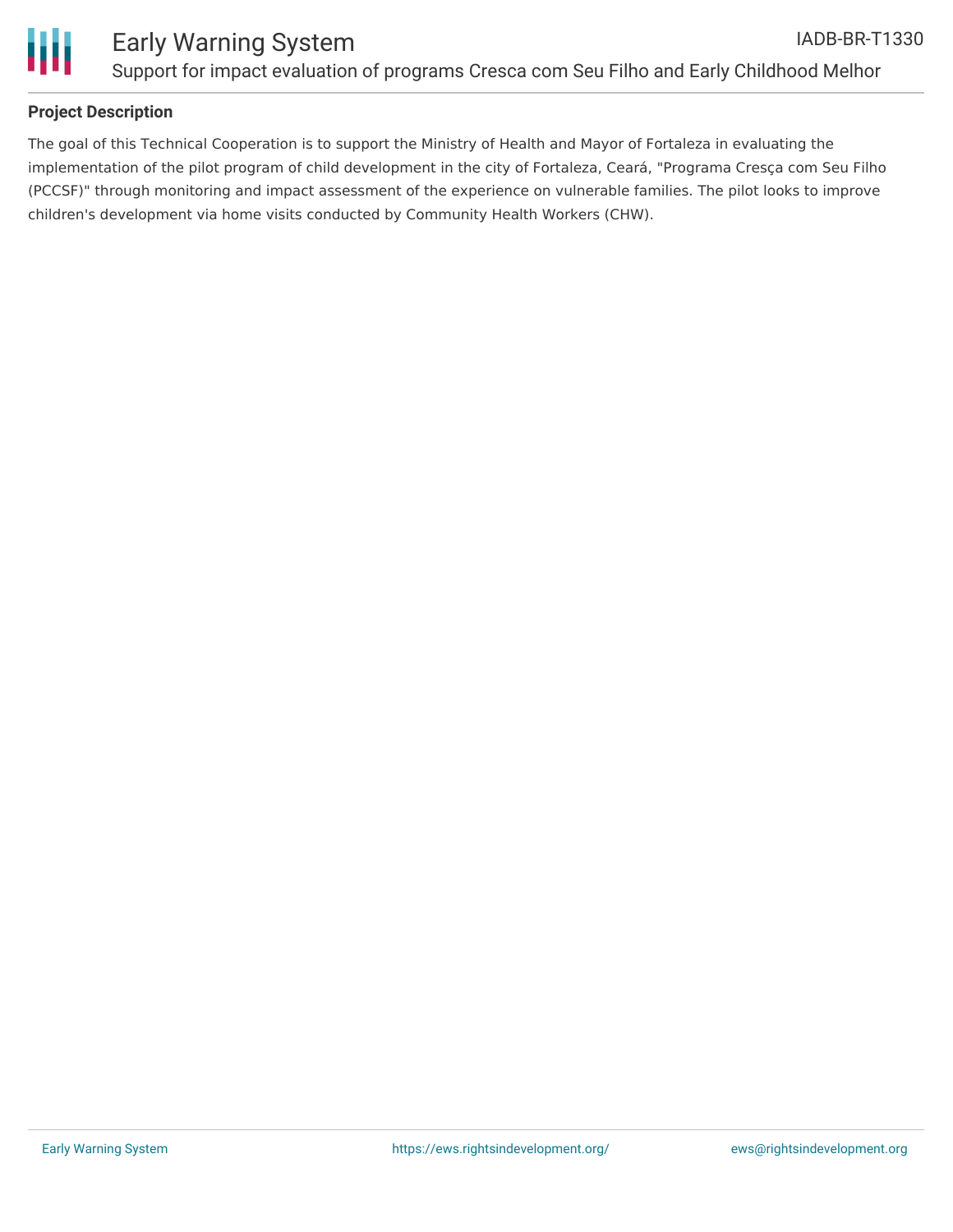**Project Description**

The goal of this Technical Cooperation is to support the Ministry of Health and Mayor of Fortaleza in evaluating the implementation of the pilot program of child development in the city of Fortaleza, Ceará, "Programa Cresça com Seu Filho (PCCSF)" through monitoring and impact assessment of the experience on vulnerable families. The pilot looks to improve children's development via home visits conducted by Community Health Workers (CHW).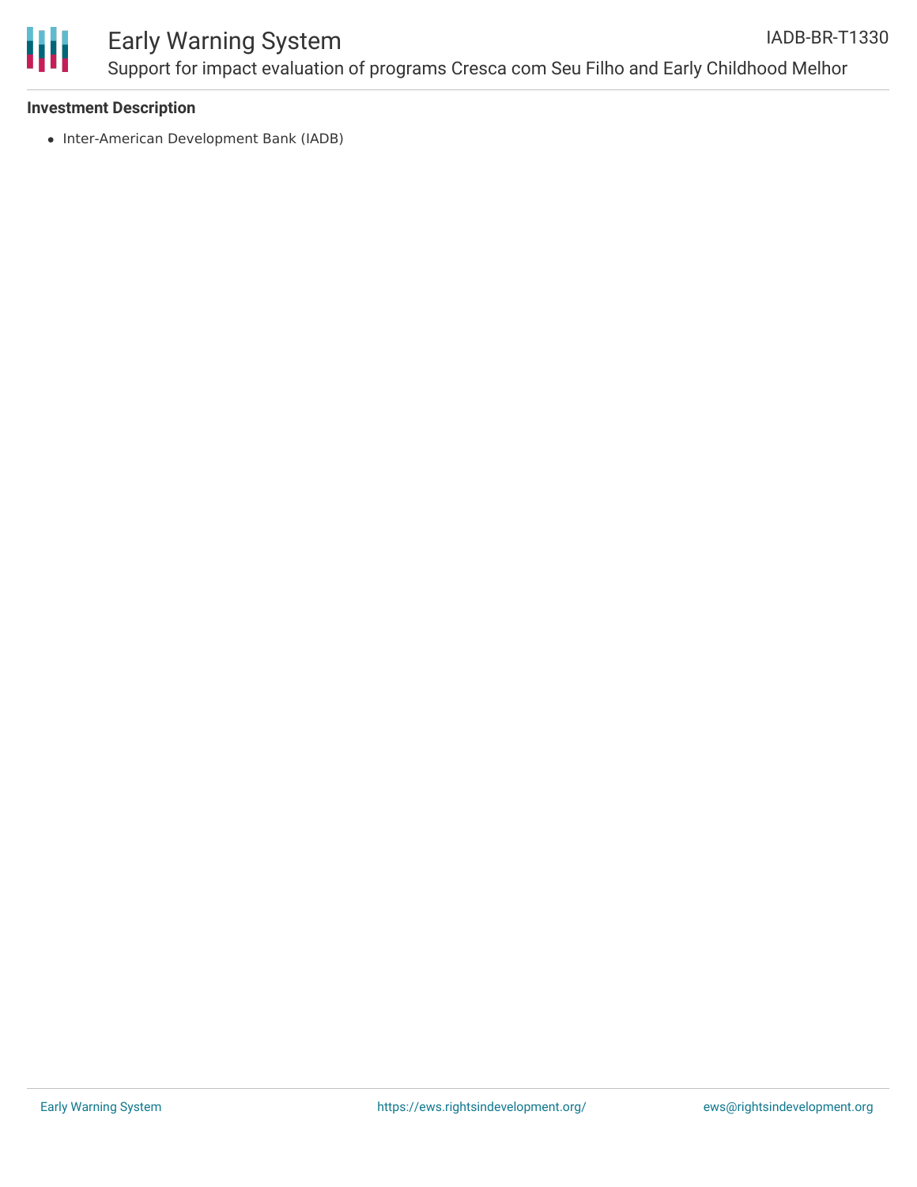### Investment Description

- Inter-American Development Bank (IADB)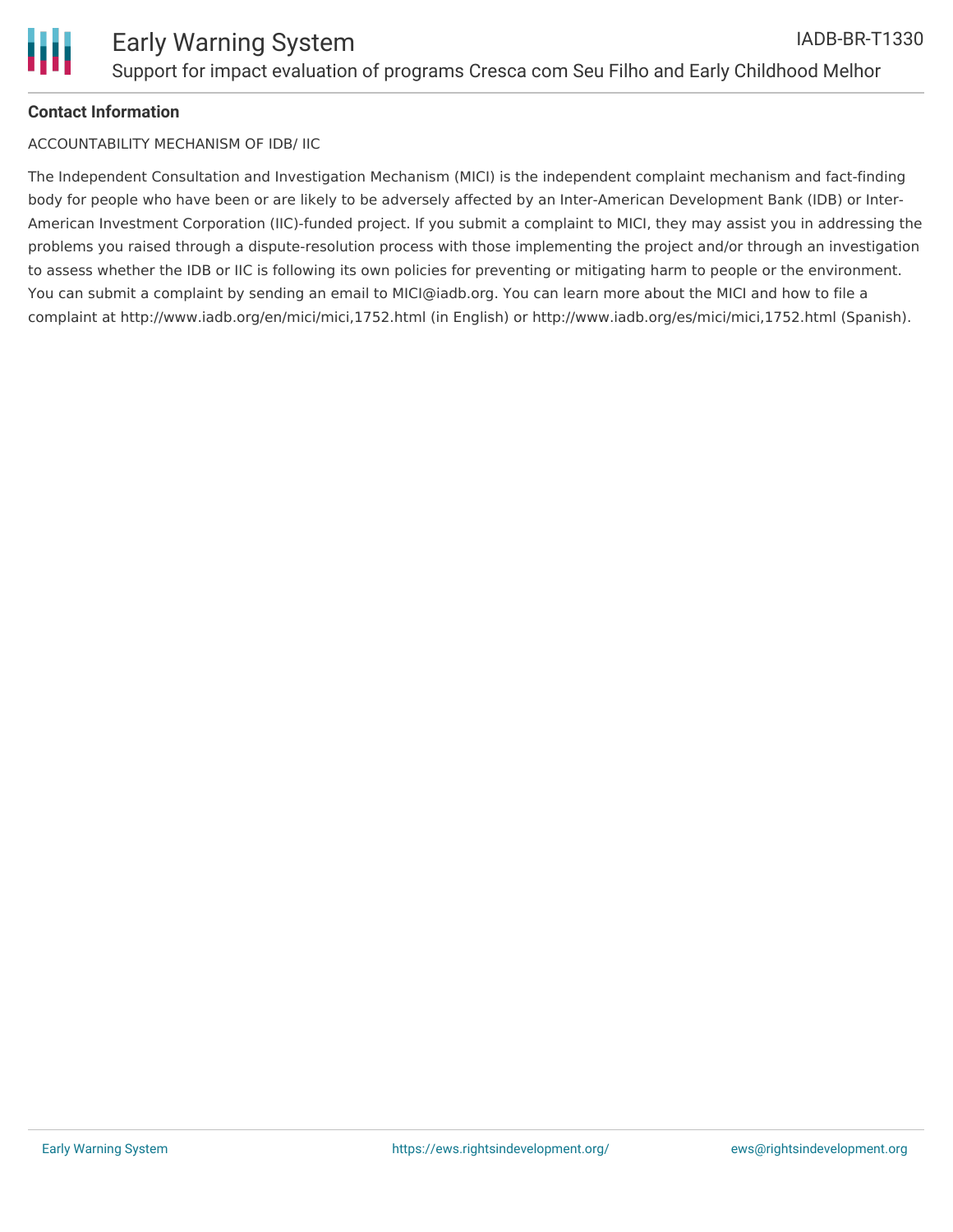**Contact Information**

ACCOUNTABILITY MECHANISM OF IDB/ IIC

The Independent Consultation and Investigation Mechanism (MICI) is the independent complaint mechanism and fact-finding body for people who have been or are likely to be adversely affected by an Inter-American Development Bank (IDB) or Inter-American Investment Corporation (IIC)-funded project. If you submit a complaint to MICI, they may assist you in addressing the problems you raised through a dispute-resolution process with those implementing the project and/or through an investigation to assess whether the IDB or IIC is following its own policies for preventing or mitigating harm to people or the environment. You can submit a complaint by sending an email to MICI@iadb.org. You can learn more about the MICI and how to file a complaint at http://www.iadb.org/en/mici/mici,1752.html (in English) or http://www.iadb.org/es/mici/mici,1752.html (Spanish).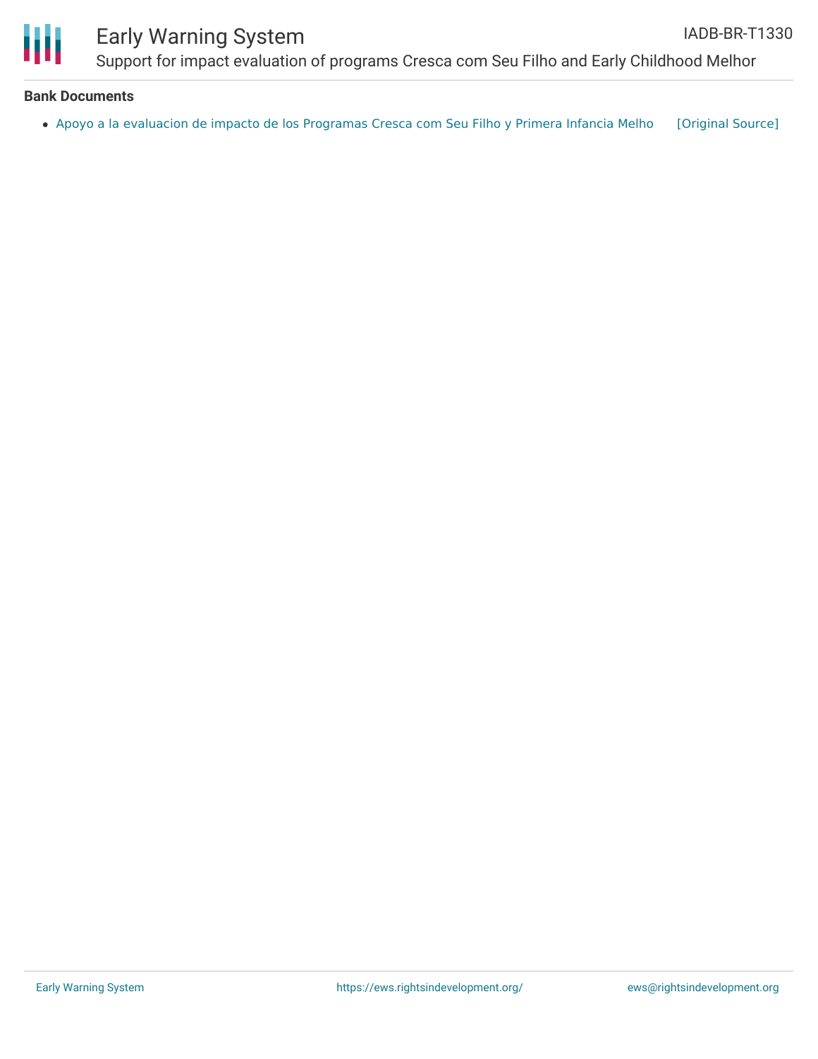**Bank Documents**

- Apoyo a la evaluacion de impacto de los Programas Cresca com Seu Filho y Primera Infancia Melho [Original Source]